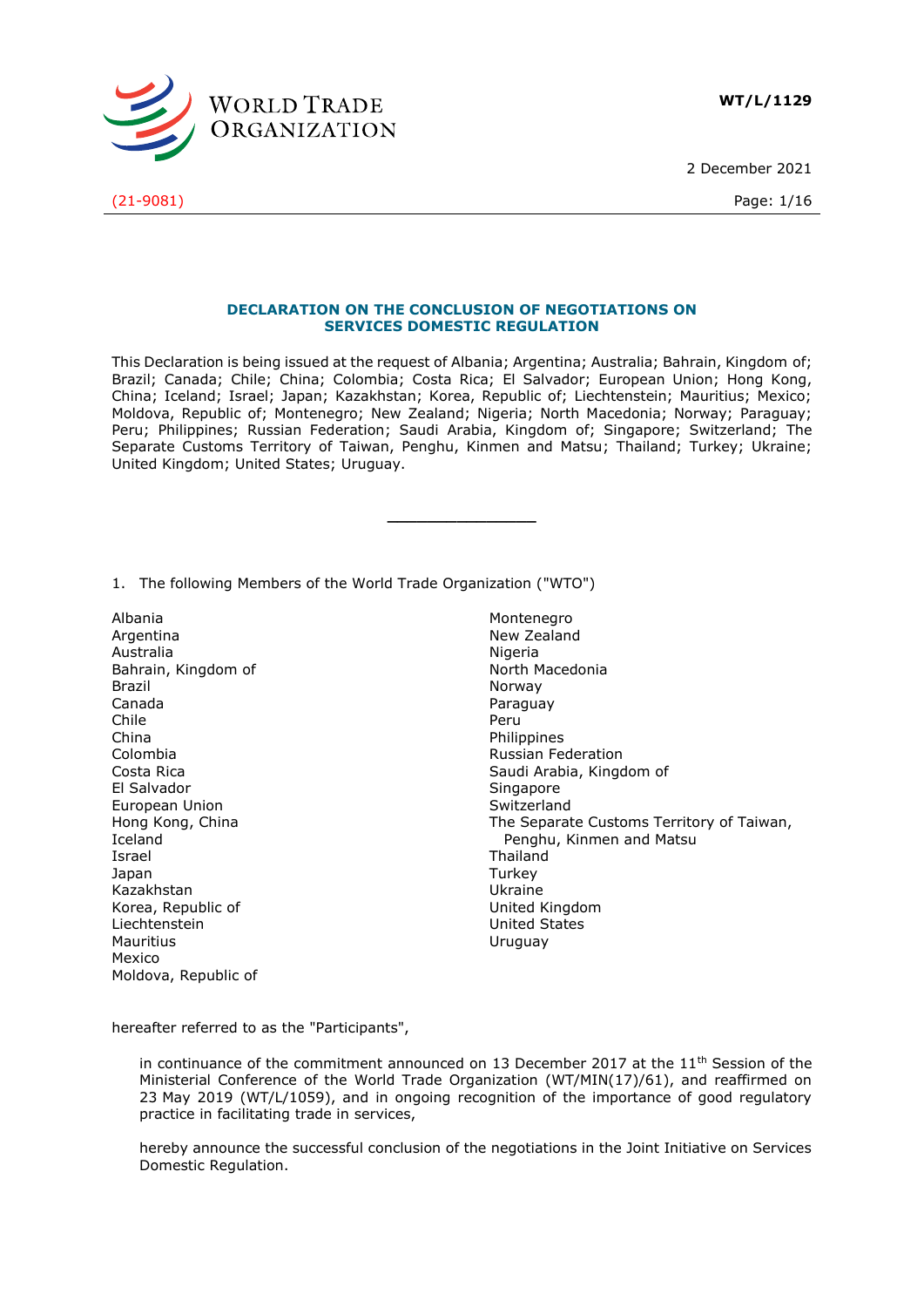WT/L/1129

2 December 2021

(21-9081)

## DECLARATION ON THE CONCLUSION OF NEGOTIATIONS ON SERVICES DOMESTIC REGULATION

This Declaration is being issued at the request of Albania; Argentina; Australia; Bahrain, Kingdom of; Brazil; Canada; Chile; China; Colombia; Costa Rica; El Salvador; European Union; Hong Kong, China; Iceland; Israel; Japan; Kazakhstan; Korea, Republic of; Liechtenstein; Mauritius; Mexico; Moldova, Republic of; Montenegro; New Zealand; Nigeria; North Macedonia; Norway; Paraguay; Peru; Philippines; Russian Federation; Saudi Arabia, Kingdom of; Singapore; Switzerland; The Separate Customs Territory of Taiwan, Penghu, Kinmen and Matsu; Thailand; Turkey; Ukraine; United Kingdom; United States; Uruguay.

---

1. The following Members of the World Trade Organization ("WTO")

Albania
Argentina
Australia
Bahrain, Kingdom of
Brazil
Canada
Chile
China
Colombia
Costa Rica
El Salvador
European Union
Hong Kong, China
Iceland
Israel
Japan
Kazakhstan
Korea, Republic of
Liechtenstein
Mauritius
Mexico
Moldova, Republic of
Montenegro
New Zealand
Nigeria
North Macedonia
Norway
Paraguay
Peru
Philippines
Russian Federation
Saudi Arabia, Kingdom of
Singapore
Switzerland
The Separate Customs Territory of Taiwan, Penghu, Kinmen and Matsu
Thailand
Turkey
Ukraine
United Kingdom
United States
Uruguay

hereafter referred to as the "Participants",

in continuance of the commitment announced on 13 December 2017 at the 11th Session of the Ministerial Conference of the World Trade Organization (WT/MIN(17)/61), and reaffirmed on 23 May 2019 (WT/L/1059), and in ongoing recognition of the importance of good regulatory practice in facilitating trade in services,

hereby announce the successful conclusion of the negotiations in the Joint Initiative on Services Domestic Regulation.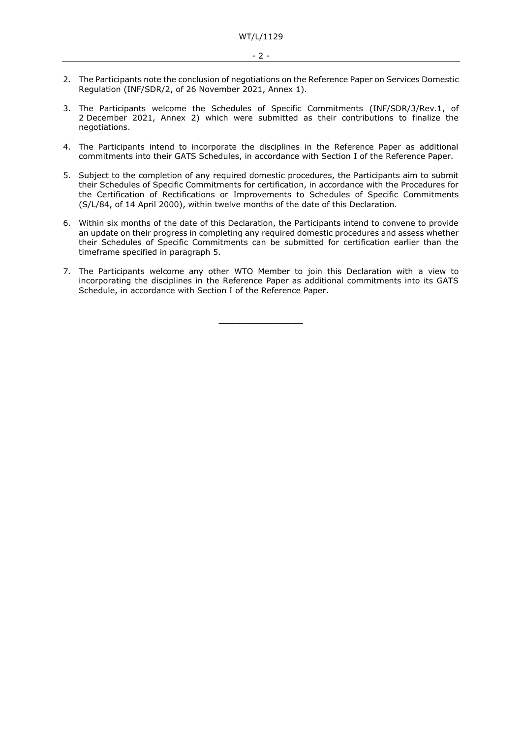2. The Participants note the conclusion of negotiations on the Reference Paper on Services Domestic Regulation (INF/SDR/2, of 26 November 2021, Annex 1).

3. The Participants welcome the Schedules of Specific Commitments (INF/SDR/3/Rev.1, of 2 December 2021, Annex 2) which were submitted as their contributions to finalize the negotiations.

4. The Participants intend to incorporate the disciplines in the Reference Paper as additional commitments into their GATS Schedules, in accordance with Section I of the Reference Paper.

5. Subject to the completion of any required domestic procedures, the Participants aim to submit their Schedules of Specific Commitments for certification, in accordance with the Procedures for the Certification of Rectifications or Improvements to Schedules of Specific Commitments (S/L/84, of 14 April 2000), within twelve months of the date of this Declaration.

6. Within six months of the date of this Declaration, the Participants intend to convene to provide an update on their progress in completing any required domestic procedures and assess whether their Schedules of Specific Commitments can be submitted for certification earlier than the timeframe specified in paragraph 5.

7. The Participants welcome any other WTO Member to join this Declaration with a view to incorporating the disciplines in the Reference Paper as additional commitments into its GATS Schedule, in accordance with Section I of the Reference Paper.

\_\_\_\_\_\_\_\_\_\_\_\_\_\_\_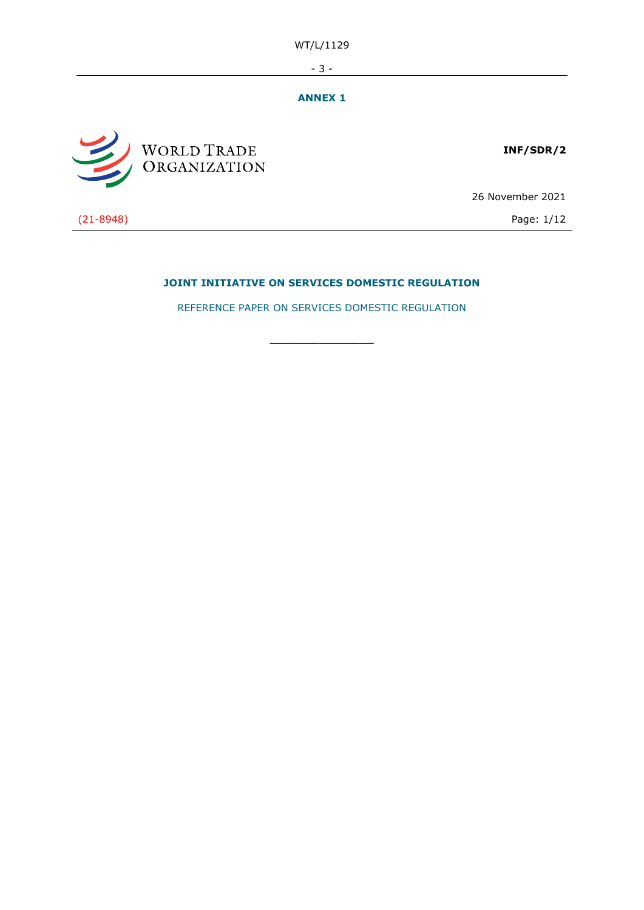## ANNEX 1

WORLD TRADE ORGANIZATION

**INF/SDR/2**

26 November 2021

(21-8948)

# JOINT INITIATIVE ON SERVICES DOMESTIC REGULATION

REFERENCE PAPER ON SERVICES DOMESTIC REGULATION

_______________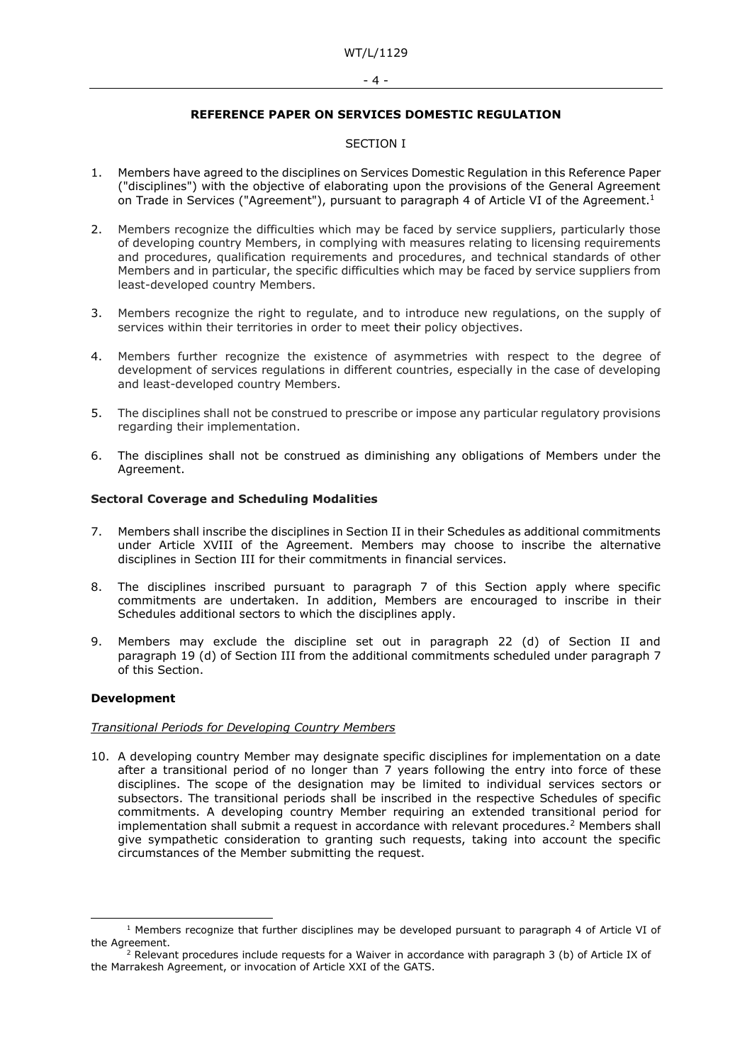## REFERENCE PAPER ON SERVICES DOMESTIC REGULATION

### SECTION I

1. Members have agreed to the disciplines on Services Domestic Regulation in this Reference Paper ("disciplines") with the objective of elaborating upon the provisions of the General Agreement on Trade in Services ("Agreement"), pursuant to paragraph 4 of Article VI of the Agreement.[1]

2. Members recognize the difficulties which may be faced by service suppliers, particularly those of developing country Members, in complying with measures relating to licensing requirements and procedures, qualification requirements and procedures, and technical standards of other Members and in particular, the specific difficulties which may be faced by service suppliers from least-developed country Members.

3. Members recognize the right to regulate, and to introduce new regulations, on the supply of services within their territories in order to meet their policy objectives.

4. Members further recognize the existence of asymmetries with respect to the degree of development of services regulations in different countries, especially in the case of developing and least-developed country Members.

5. The disciplines shall not be construed to prescribe or impose any particular regulatory provisions regarding their implementation.

6. The disciplines shall not be construed as diminishing any obligations of Members under the Agreement.

**Sectoral Coverage and Scheduling Modalities**

7. Members shall inscribe the disciplines in Section II in their Schedules as additional commitments under Article XVIII of the Agreement. Members may choose to inscribe the alternative disciplines in Section III for their commitments in financial services.

8. The disciplines inscribed pursuant to paragraph 7 of this Section apply where specific commitments are undertaken. In addition, Members are encouraged to inscribe in their Schedules additional sectors to which the disciplines apply.

9. Members may exclude the discipline set out in paragraph 22 (d) of Section II and paragraph 19 (d) of Section III from the additional commitments scheduled under paragraph 7 of this Section.

**Development**

*Transitional Periods for Developing Country Members*

10. A developing country Member may designate specific disciplines for implementation on a date after a transitional period of no longer than 7 years following the entry into force of these disciplines. The scope of the designation may be limited to individual services sectors or subsectors. The transitional periods shall be inscribed in the respective Schedules of specific commitments. A developing country Member requiring an extended transitional period for implementation shall submit a request in accordance with relevant procedures.[2] Members shall give sympathetic consideration to granting such requests, taking into account the specific circumstances of the Member submitting the request.

---

[1] Members recognize that further disciplines may be developed pursuant to paragraph 4 of Article VI of the Agreement.

[2] Relevant procedures include requests for a Waiver in accordance with paragraph 3 (b) of Article IX of the Marrakesh Agreement, or invocation of Article XXI of the GATS.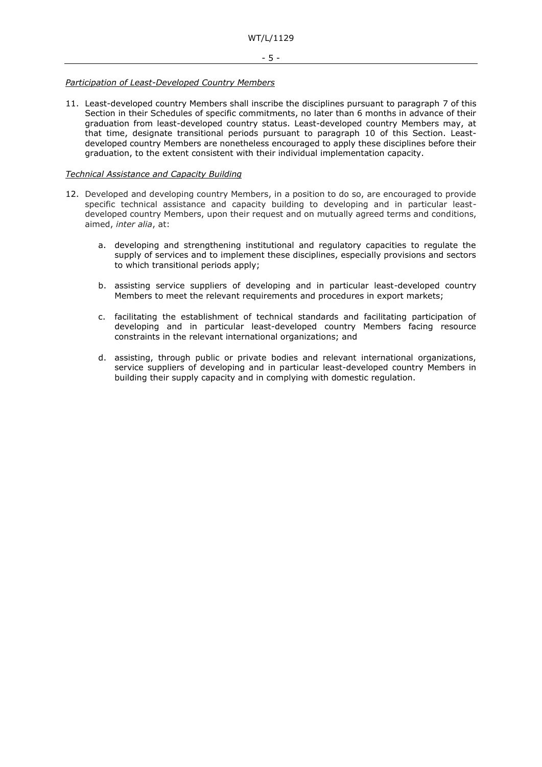*Participation of Least-Developed Country Members*

11. Least-developed country Members shall inscribe the disciplines pursuant to paragraph 7 of this Section in their Schedules of specific commitments, no later than 6 months in advance of their graduation from least-developed country status. Least-developed country Members may, at that time, designate transitional periods pursuant to paragraph 10 of this Section. Least-developed country Members are nonetheless encouraged to apply these disciplines before their graduation, to the extent consistent with their individual implementation capacity.

*Technical Assistance and Capacity Building*

12. Developed and developing country Members, in a position to do so, are encouraged to provide specific technical assistance and capacity building to developing and in particular least-developed country Members, upon their request and on mutually agreed terms and conditions, aimed, *inter alia*, at:

    a. developing and strengthening institutional and regulatory capacities to regulate the supply of services and to implement these disciplines, especially provisions and sectors to which transitional periods apply;

    b. assisting service suppliers of developing and in particular least-developed country Members to meet the relevant requirements and procedures in export markets;

    c. facilitating the establishment of technical standards and facilitating participation of developing and in particular least-developed country Members facing resource constraints in the relevant international organizations; and

    d. assisting, through public or private bodies and relevant international organizations, service suppliers of developing and in particular least-developed country Members in building their supply capacity and in complying with domestic regulation.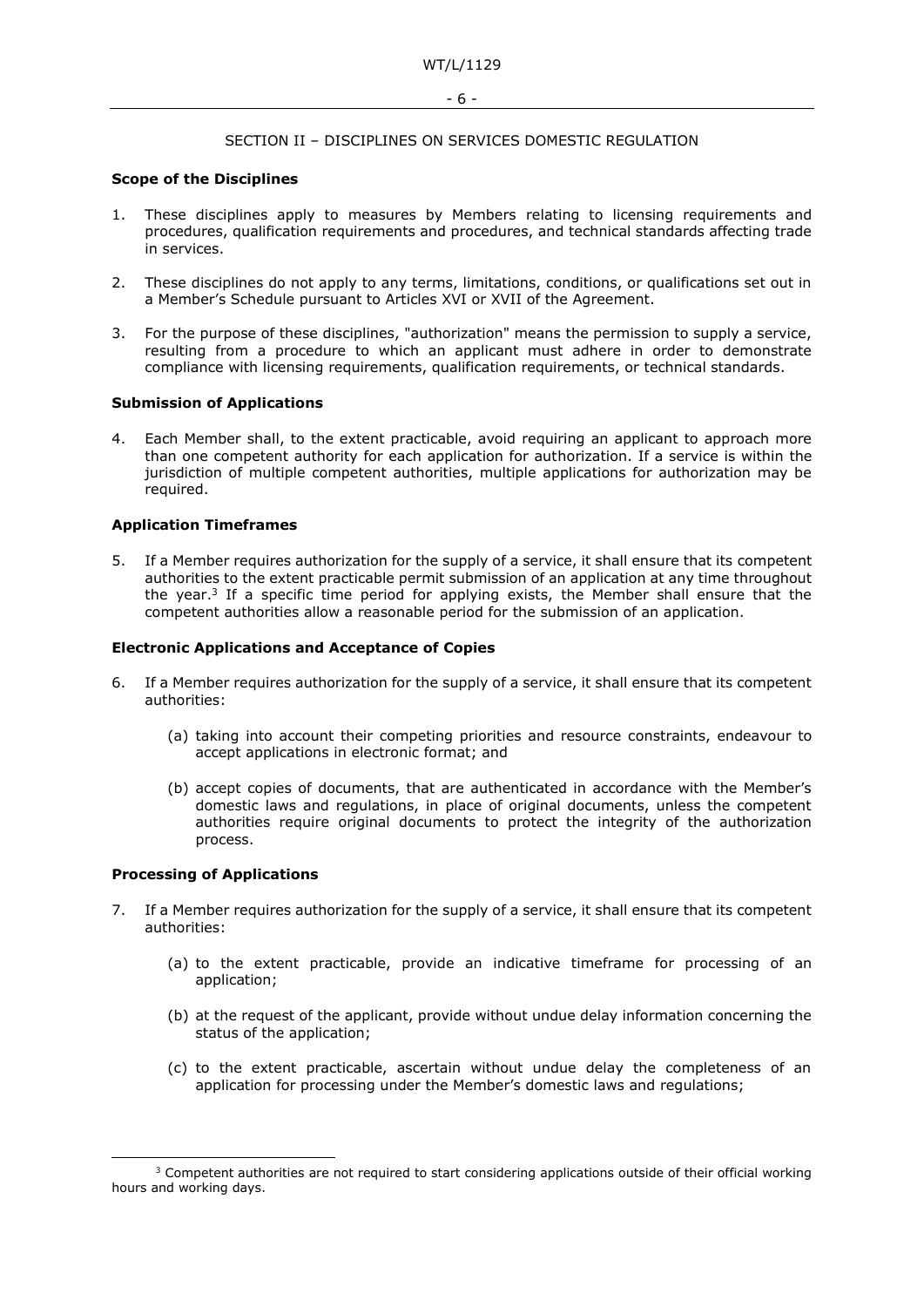## SECTION II – DISCIPLINES ON SERVICES DOMESTIC REGULATION

**Scope of the Disciplines**

1. These disciplines apply to measures by Members relating to licensing requirements and procedures, qualification requirements and procedures, and technical standards affecting trade in services.

2. These disciplines do not apply to any terms, limitations, conditions, or qualifications set out in a Member's Schedule pursuant to Articles XVI or XVII of the Agreement.

3. For the purpose of these disciplines, "authorization" means the permission to supply a service, resulting from a procedure to which an applicant must adhere in order to demonstrate compliance with licensing requirements, qualification requirements, or technical standards.

**Submission of Applications**

4. Each Member shall, to the extent practicable, avoid requiring an applicant to approach more than one competent authority for each application for authorization. If a service is within the jurisdiction of multiple competent authorities, multiple applications for authorization may be required.

**Application Timeframes**

5. If a Member requires authorization for the supply of a service, it shall ensure that its competent authorities to the extent practicable permit submission of an application at any time throughout the year.[3] If a specific time period for applying exists, the Member shall ensure that the competent authorities allow a reasonable period for the submission of an application.

**Electronic Applications and Acceptance of Copies**

6. If a Member requires authorization for the supply of a service, it shall ensure that its competent authorities:

    (a) taking into account their competing priorities and resource constraints, endeavour to accept applications in electronic format; and

    (b) accept copies of documents, that are authenticated in accordance with the Member's domestic laws and regulations, in place of original documents, unless the competent authorities require original documents to protect the integrity of the authorization process.

**Processing of Applications**

7. If a Member requires authorization for the supply of a service, it shall ensure that its competent authorities:

    (a) to the extent practicable, provide an indicative timeframe for processing of an application;

    (b) at the request of the applicant, provide without undue delay information concerning the status of the application;

    (c) to the extent practicable, ascertain without undue delay the completeness of an application for processing under the Member's domestic laws and regulations;

---

[3] Competent authorities are not required to start considering applications outside of their official working hours and working days.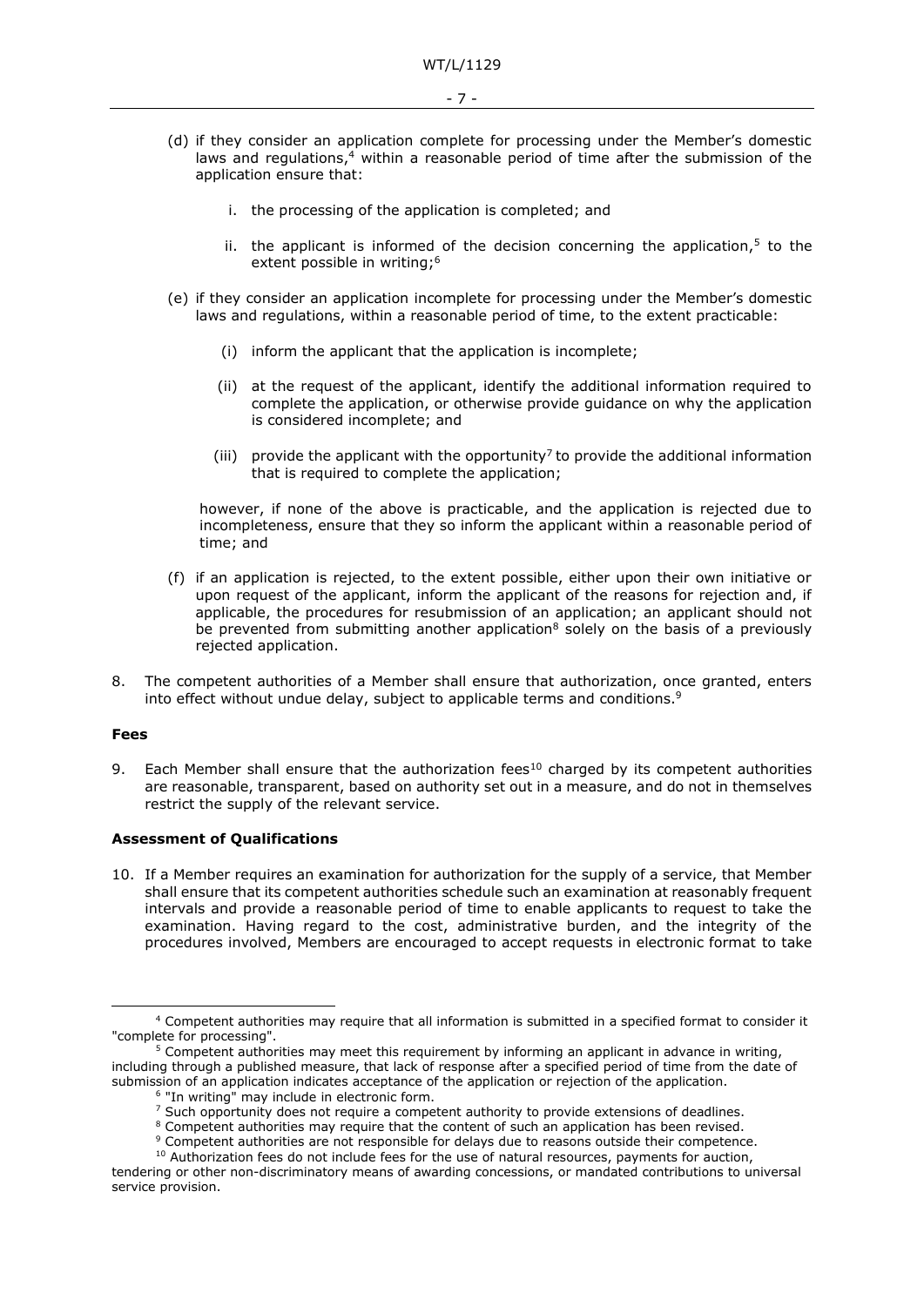(d) if they consider an application complete for processing under the Member's domestic laws and regulations,[4] within a reasonable period of time after the submission of the application ensure that:

   i. the processing of the application is completed; and

   ii. the applicant is informed of the decision concerning the application,[5] to the extent possible in writing;[6]

(e) if they consider an application incomplete for processing under the Member's domestic laws and regulations, within a reasonable period of time, to the extent practicable:

   (i) inform the applicant that the application is incomplete;

   (ii) at the request of the applicant, identify the additional information required to complete the application, or otherwise provide guidance on why the application is considered incomplete; and

   (iii) provide the applicant with the opportunity[7] to provide the additional information that is required to complete the application;

   however, if none of the above is practicable, and the application is rejected due to incompleteness, ensure that they so inform the applicant within a reasonable period of time; and

(f) if an application is rejected, to the extent possible, either upon their own initiative or upon request of the applicant, inform the applicant of the reasons for rejection and, if applicable, the procedures for resubmission of an application; an applicant should not be prevented from submitting another application[8] solely on the basis of a previously rejected application.

8. The competent authorities of a Member shall ensure that authorization, once granted, enters into effect without undue delay, subject to applicable terms and conditions.[9]

**Fees**

9. Each Member shall ensure that the authorization fees[10] charged by its competent authorities are reasonable, transparent, based on authority set out in a measure, and do not in themselves restrict the supply of the relevant service.

**Assessment of Qualifications**

10. If a Member requires an examination for authorization for the supply of a service, that Member shall ensure that its competent authorities schedule such an examination at reasonably frequent intervals and provide a reasonable period of time to enable applicants to request to take the examination. Having regard to the cost, administrative burden, and the integrity of the procedures involved, Members are encouraged to accept requests in electronic format to take

---

[4] Competent authorities may require that all information is submitted in a specified format to consider it "complete for processing".

[5] Competent authorities may meet this requirement by informing an applicant in advance in writing, including through a published measure, that lack of response after a specified period of time from the date of submission of an application indicates acceptance of the application or rejection of the application.

[6] "In writing" may include in electronic form.

[7] Such opportunity does not require a competent authority to provide extensions of deadlines.

[8] Competent authorities may require that the content of such an application has been revised.

[9] Competent authorities are not responsible for delays due to reasons outside their competence.

[10] Authorization fees do not include fees for the use of natural resources, payments for auction, tendering or other non-discriminatory means of awarding concessions, or mandated contributions to universal service provision.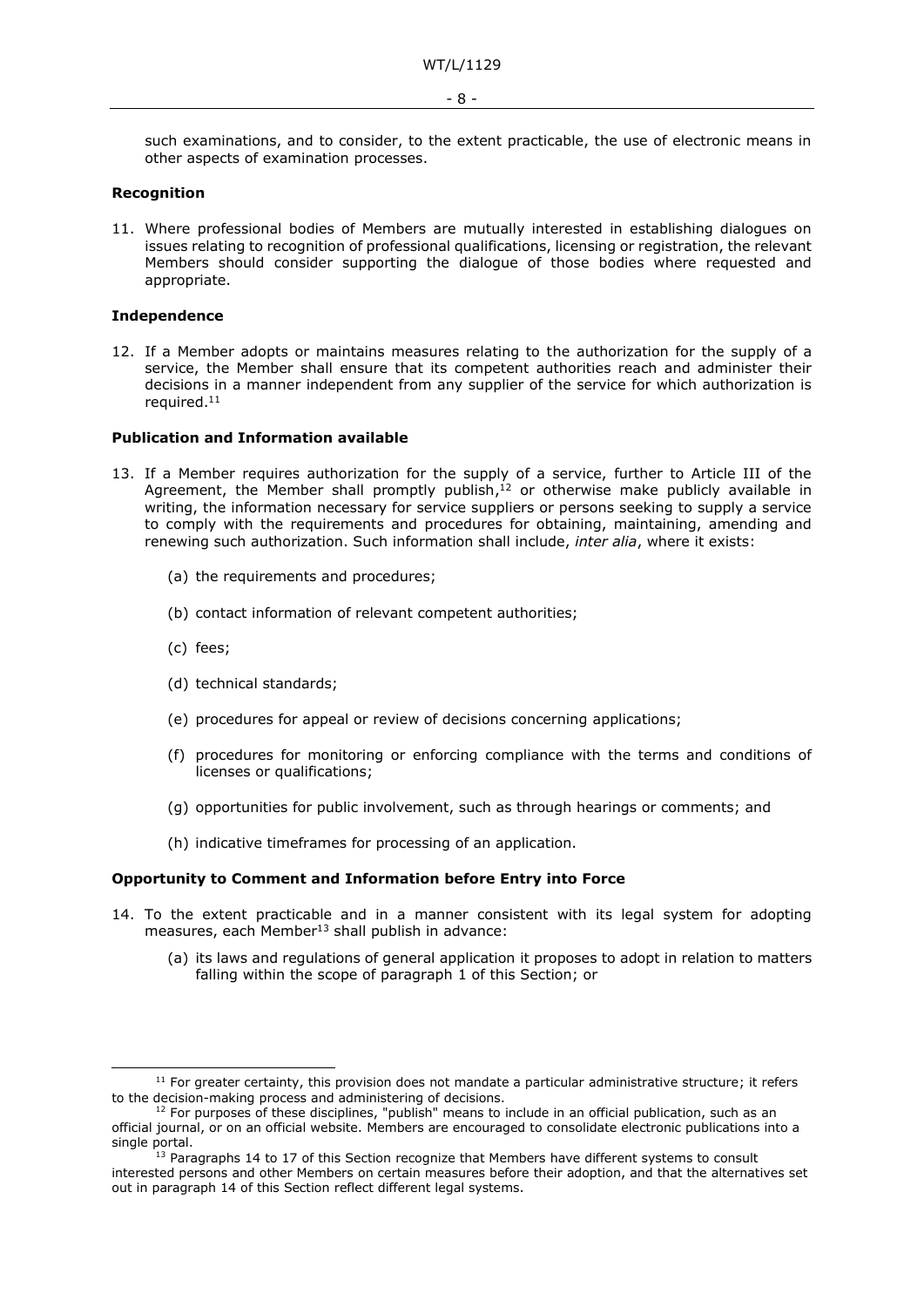such examinations, and to consider, to the extent practicable, the use of electronic means in other aspects of examination processes.

**Recognition**

11. Where professional bodies of Members are mutually interested in establishing dialogues on issues relating to recognition of professional qualifications, licensing or registration, the relevant Members should consider supporting the dialogue of those bodies where requested and appropriate.

**Independence**

12. If a Member adopts or maintains measures relating to the authorization for the supply of a service, the Member shall ensure that its competent authorities reach and administer their decisions in a manner independent from any supplier of the service for which authorization is required.[11]

**Publication and Information available**

13. If a Member requires authorization for the supply of a service, further to Article III of the Agreement, the Member shall promptly publish,[12] or otherwise make publicly available in writing, the information necessary for service suppliers or persons seeking to supply a service to comply with the requirements and procedures for obtaining, maintaining, amending and renewing such authorization. Such information shall include, *inter alia*, where it exists:

    (a) the requirements and procedures;

    (b) contact information of relevant competent authorities;

    (c) fees;

    (d) technical standards;

    (e) procedures for appeal or review of decisions concerning applications;

    (f) procedures for monitoring or enforcing compliance with the terms and conditions of licenses or qualifications;

    (g) opportunities for public involvement, such as through hearings or comments; and

    (h) indicative timeframes for processing of an application.

**Opportunity to Comment and Information before Entry into Force**

14. To the extent practicable and in a manner consistent with its legal system for adopting measures, each Member[13] shall publish in advance:

    (a) its laws and regulations of general application it proposes to adopt in relation to matters falling within the scope of paragraph 1 of this Section; or

---

[11] For greater certainty, this provision does not mandate a particular administrative structure; it refers to the decision-making process and administering of decisions.

[12] For purposes of these disciplines, "publish" means to include in an official publication, such as an official journal, or on an official website. Members are encouraged to consolidate electronic publications into a single portal.

[13] Paragraphs 14 to 17 of this Section recognize that Members have different systems to consult interested persons and other Members on certain measures before their adoption, and that the alternatives set out in paragraph 14 of this Section reflect different legal systems.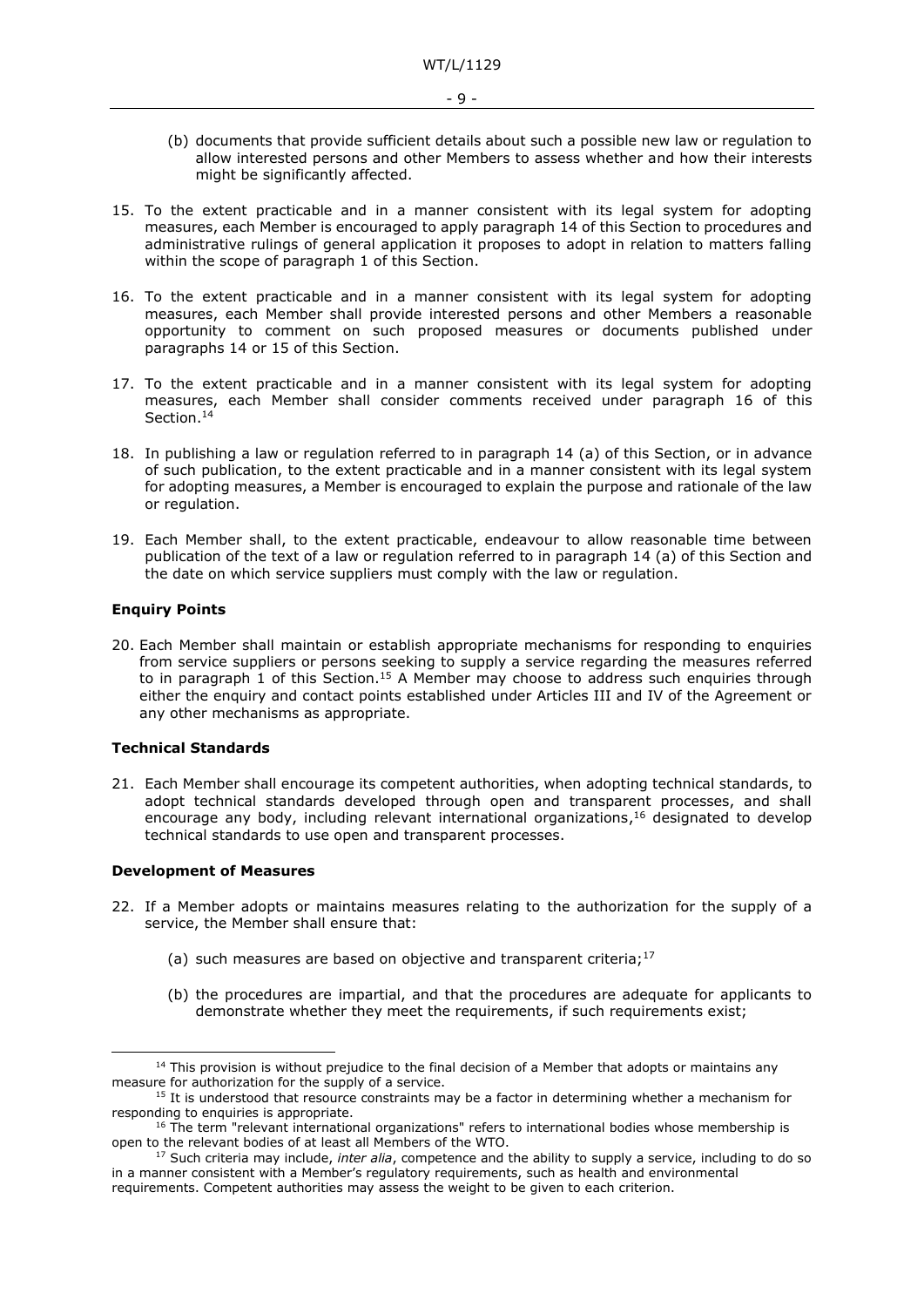(b) documents that provide sufficient details about such a possible new law or regulation to allow interested persons and other Members to assess whether and how their interests might be significantly affected.

15. To the extent practicable and in a manner consistent with its legal system for adopting measures, each Member is encouraged to apply paragraph 14 of this Section to procedures and administrative rulings of general application it proposes to adopt in relation to matters falling within the scope of paragraph 1 of this Section.

16. To the extent practicable and in a manner consistent with its legal system for adopting measures, each Member shall provide interested persons and other Members a reasonable opportunity to comment on such proposed measures or documents published under paragraphs 14 or 15 of this Section.

17. To the extent practicable and in a manner consistent with its legal system for adopting measures, each Member shall consider comments received under paragraph 16 of this Section.[14]

18. In publishing a law or regulation referred to in paragraph 14 (a) of this Section, or in advance of such publication, to the extent practicable and in a manner consistent with its legal system for adopting measures, a Member is encouraged to explain the purpose and rationale of the law or regulation.

19. Each Member shall, to the extent practicable, endeavour to allow reasonable time between publication of the text of a law or regulation referred to in paragraph 14 (a) of this Section and the date on which service suppliers must comply with the law or regulation.

**Enquiry Points**

20. Each Member shall maintain or establish appropriate mechanisms for responding to enquiries from service suppliers or persons seeking to supply a service regarding the measures referred to in paragraph 1 of this Section.[15] A Member may choose to address such enquiries through either the enquiry and contact points established under Articles III and IV of the Agreement or any other mechanisms as appropriate.

**Technical Standards**

21. Each Member shall encourage its competent authorities, when adopting technical standards, to adopt technical standards developed through open and transparent processes, and shall encourage any body, including relevant international organizations,[16] designated to develop technical standards to use open and transparent processes.

**Development of Measures**

22. If a Member adopts or maintains measures relating to the authorization for the supply of a service, the Member shall ensure that:

    (a) such measures are based on objective and transparent criteria;[17]

    (b) the procedures are impartial, and that the procedures are adequate for applicants to demonstrate whether they meet the requirements, if such requirements exist;

---

[14] This provision is without prejudice to the final decision of a Member that adopts or maintains any measure for authorization for the supply of a service.

[15] It is understood that resource constraints may be a factor in determining whether a mechanism for responding to enquiries is appropriate.

[16] The term "relevant international organizations" refers to international bodies whose membership is open to the relevant bodies of at least all Members of the WTO.

[17] Such criteria may include, *inter alia*, competence and the ability to supply a service, including to do so in a manner consistent with a Member's regulatory requirements, such as health and environmental requirements. Competent authorities may assess the weight to be given to each criterion.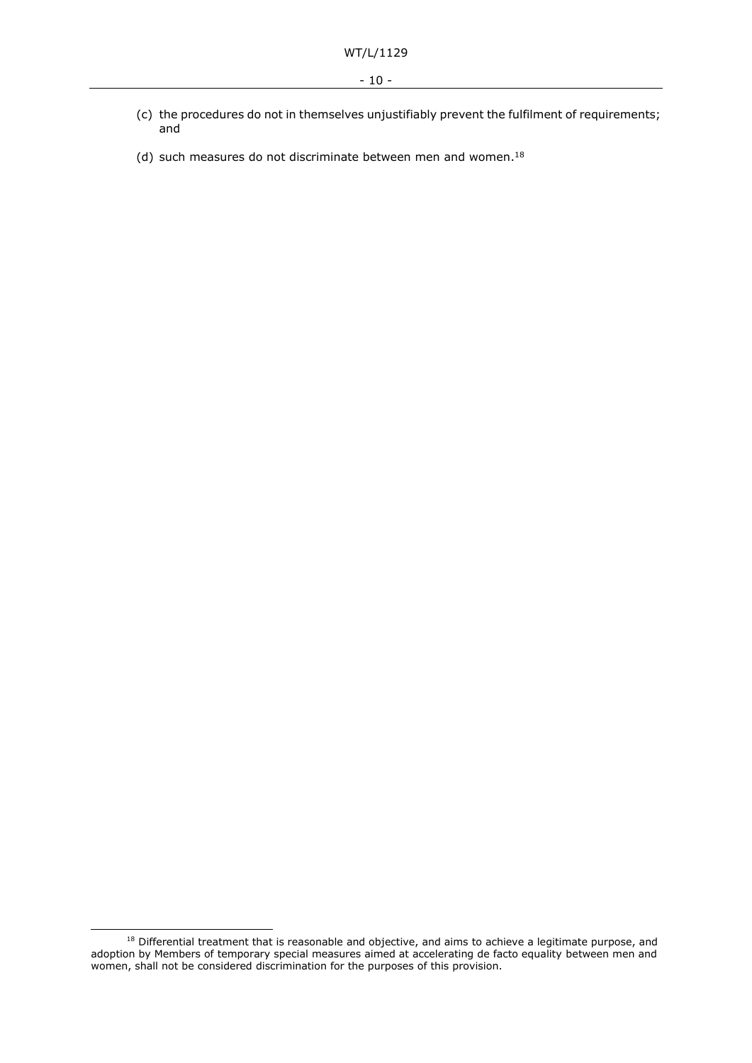(c) the procedures do not in themselves unjustifiably prevent the fulfilment of requirements; and

(d) such measures do not discriminate between men and women.[18]

[18] Differential treatment that is reasonable and objective, and aims to achieve a legitimate purpose, and adoption by Members of temporary special measures aimed at accelerating de facto equality between men and women, shall not be considered discrimination for the purposes of this provision.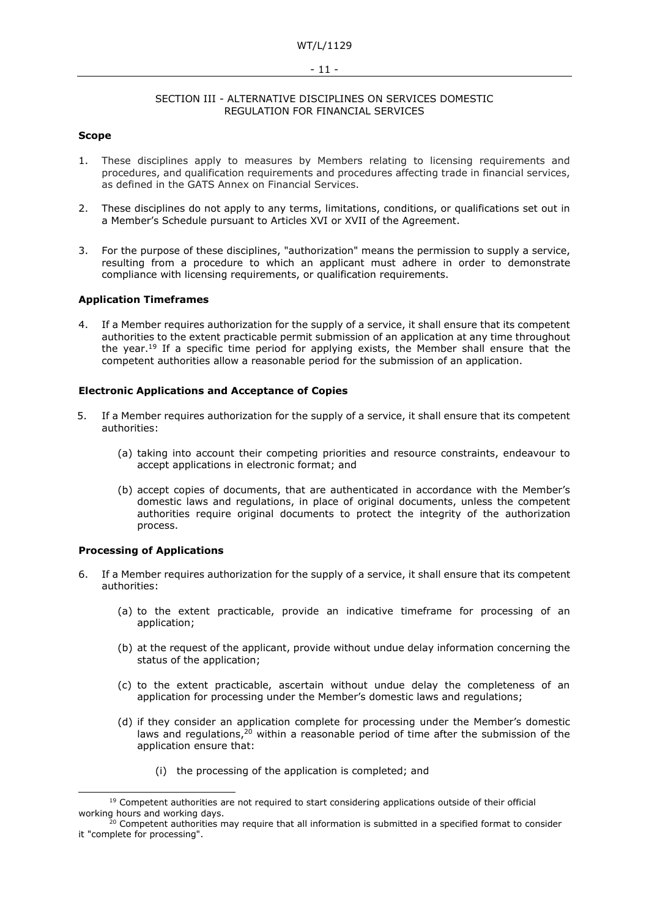## SECTION III - ALTERNATIVE DISCIPLINES ON SERVICES DOMESTIC REGULATION FOR FINANCIAL SERVICES

**Scope**

1. These disciplines apply to measures by Members relating to licensing requirements and procedures, and qualification requirements and procedures affecting trade in financial services, as defined in the GATS Annex on Financial Services.

2. These disciplines do not apply to any terms, limitations, conditions, or qualifications set out in a Member's Schedule pursuant to Articles XVI or XVII of the Agreement.

3. For the purpose of these disciplines, "authorization" means the permission to supply a service, resulting from a procedure to which an applicant must adhere in order to demonstrate compliance with licensing requirements, or qualification requirements.

**Application Timeframes**

4. If a Member requires authorization for the supply of a service, it shall ensure that its competent authorities to the extent practicable permit submission of an application at any time throughout the year.[19] If a specific time period for applying exists, the Member shall ensure that the competent authorities allow a reasonable period for the submission of an application.

**Electronic Applications and Acceptance of Copies**

5. If a Member requires authorization for the supply of a service, it shall ensure that its competent authorities:

   (a) taking into account their competing priorities and resource constraints, endeavour to accept applications in electronic format; and

   (b) accept copies of documents, that are authenticated in accordance with the Member's domestic laws and regulations, in place of original documents, unless the competent authorities require original documents to protect the integrity of the authorization process.

**Processing of Applications**

6. If a Member requires authorization for the supply of a service, it shall ensure that its competent authorities:

   (a) to the extent practicable, provide an indicative timeframe for processing of an application;

   (b) at the request of the applicant, provide without undue delay information concerning the status of the application;

   (c) to the extent practicable, ascertain without undue delay the completeness of an application for processing under the Member's domestic laws and regulations;

   (d) if they consider an application complete for processing under the Member's domestic laws and regulations,[20] within a reasonable period of time after the submission of the application ensure that:

      (i) the processing of the application is completed; and

---

[19] Competent authorities are not required to start considering applications outside of their official working hours and working days.

[20] Competent authorities may require that all information is submitted in a specified format to consider it "complete for processing".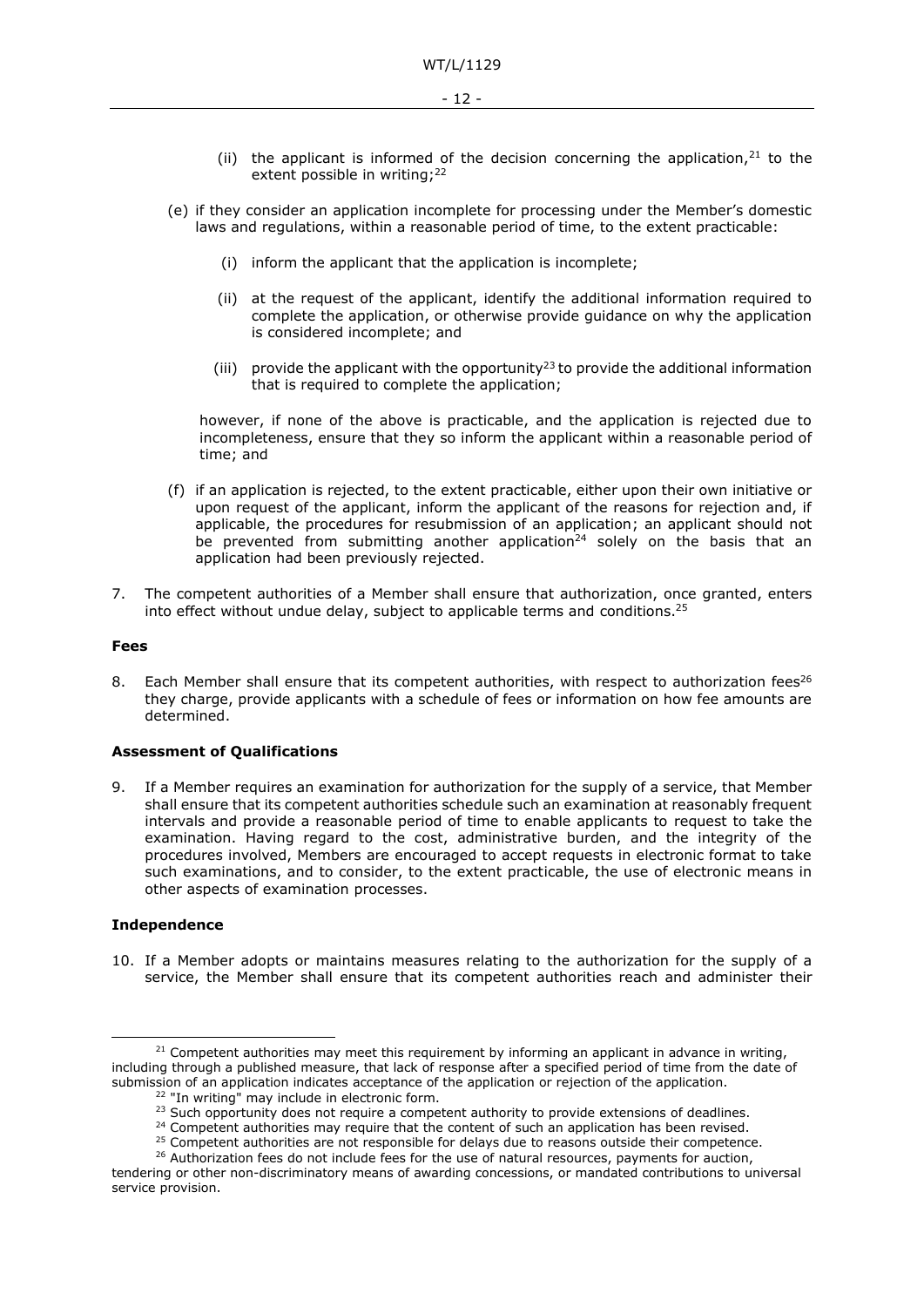(ii) the applicant is informed of the decision concerning the application,[21] to the extent possible in writing;[22]

(e) if they consider an application incomplete for processing under the Member's domestic laws and regulations, within a reasonable period of time, to the extent practicable:

(i) inform the applicant that the application is incomplete;

(ii) at the request of the applicant, identify the additional information required to complete the application, or otherwise provide guidance on why the application is considered incomplete; and

(iii) provide the applicant with the opportunity[23] to provide the additional information that is required to complete the application;

however, if none of the above is practicable, and the application is rejected due to incompleteness, ensure that they so inform the applicant within a reasonable period of time; and

(f) if an application is rejected, to the extent practicable, either upon their own initiative or upon request of the applicant, inform the applicant of the reasons for rejection and, if applicable, the procedures for resubmission of an application; an applicant should not be prevented from submitting another application[24] solely on the basis that an application had been previously rejected.

7. The competent authorities of a Member shall ensure that authorization, once granted, enters into effect without undue delay, subject to applicable terms and conditions.[25]

**Fees**

8. Each Member shall ensure that its competent authorities, with respect to authorization fees[26] they charge, provide applicants with a schedule of fees or information on how fee amounts are determined.

**Assessment of Qualifications**

9. If a Member requires an examination for authorization for the supply of a service, that Member shall ensure that its competent authorities schedule such an examination at reasonably frequent intervals and provide a reasonable period of time to enable applicants to request to take the examination. Having regard to the cost, administrative burden, and the integrity of the procedures involved, Members are encouraged to accept requests in electronic format to take such examinations, and to consider, to the extent practicable, the use of electronic means in other aspects of examination processes.

**Independence**

10. If a Member adopts or maintains measures relating to the authorization for the supply of a service, the Member shall ensure that its competent authorities reach and administer their

---

[21] Competent authorities may meet this requirement by informing an applicant in advance in writing, including through a published measure, that lack of response after a specified period of time from the date of submission of an application indicates acceptance of the application or rejection of the application.

[22] "In writing" may include in electronic form.

[23] Such opportunity does not require a competent authority to provide extensions of deadlines.

[24] Competent authorities may require that the content of such an application has been revised.

[25] Competent authorities are not responsible for delays due to reasons outside their competence.

[26] Authorization fees do not include fees for the use of natural resources, payments for auction, tendering or other non-discriminatory means of awarding concessions, or mandated contributions to universal service provision.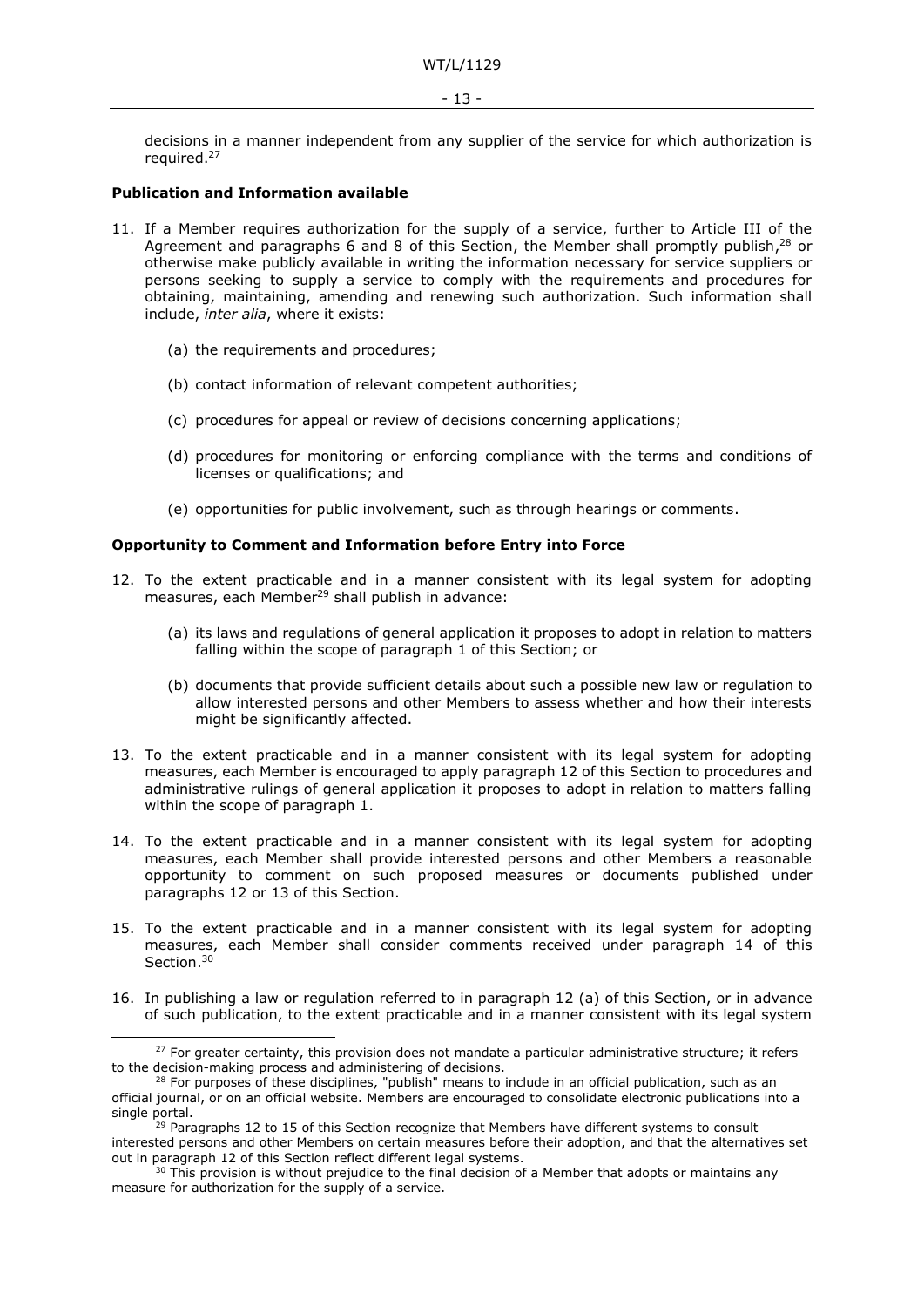decisions in a manner independent from any supplier of the service for which authorization is required.[27]

**Publication and Information available**

11. If a Member requires authorization for the supply of a service, further to Article III of the Agreement and paragraphs 6 and 8 of this Section, the Member shall promptly publish,[28] or otherwise make publicly available in writing the information necessary for service suppliers or persons seeking to supply a service to comply with the requirements and procedures for obtaining, maintaining, amending and renewing such authorization. Such information shall include, *inter alia*, where it exists:

    (a) the requirements and procedures;

    (b) contact information of relevant competent authorities;

    (c) procedures for appeal or review of decisions concerning applications;

    (d) procedures for monitoring or enforcing compliance with the terms and conditions of licenses or qualifications; and

    (e) opportunities for public involvement, such as through hearings or comments.

**Opportunity to Comment and Information before Entry into Force**

12. To the extent practicable and in a manner consistent with its legal system for adopting measures, each Member[29] shall publish in advance:

    (a) its laws and regulations of general application it proposes to adopt in relation to matters falling within the scope of paragraph 1 of this Section; or

    (b) documents that provide sufficient details about such a possible new law or regulation to allow interested persons and other Members to assess whether and how their interests might be significantly affected.

13. To the extent practicable and in a manner consistent with its legal system for adopting measures, each Member is encouraged to apply paragraph 12 of this Section to procedures and administrative rulings of general application it proposes to adopt in relation to matters falling within the scope of paragraph 1.

14. To the extent practicable and in a manner consistent with its legal system for adopting measures, each Member shall provide interested persons and other Members a reasonable opportunity to comment on such proposed measures or documents published under paragraphs 12 or 13 of this Section.

15. To the extent practicable and in a manner consistent with its legal system for adopting measures, each Member shall consider comments received under paragraph 14 of this Section.[30]

16. In publishing a law or regulation referred to in paragraph 12 (a) of this Section, or in advance of such publication, to the extent practicable and in a manner consistent with its legal system

---

[27] For greater certainty, this provision does not mandate a particular administrative structure; it refers to the decision-making process and administering of decisions.

[28] For purposes of these disciplines, "publish" means to include in an official publication, such as an official journal, or on an official website. Members are encouraged to consolidate electronic publications into a single portal.

[29] Paragraphs 12 to 15 of this Section recognize that Members have different systems to consult interested persons and other Members on certain measures before their adoption, and that the alternatives set out in paragraph 12 of this Section reflect different legal systems.

[30] This provision is without prejudice to the final decision of a Member that adopts or maintains any measure for authorization for the supply of a service.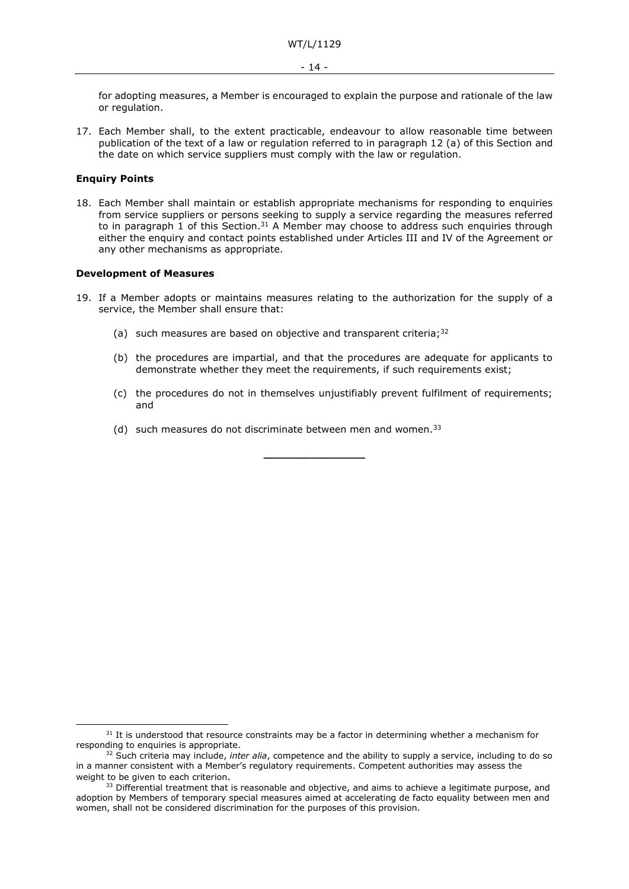for adopting measures, a Member is encouraged to explain the purpose and rationale of the law or regulation.

17. Each Member shall, to the extent practicable, endeavour to allow reasonable time between publication of the text of a law or regulation referred to in paragraph 12 (a) of this Section and the date on which service suppliers must comply with the law or regulation.

**Enquiry Points**

18. Each Member shall maintain or establish appropriate mechanisms for responding to enquiries from service suppliers or persons seeking to supply a service regarding the measures referred to in paragraph 1 of this Section.[31] A Member may choose to address such enquiries through either the enquiry and contact points established under Articles III and IV of the Agreement or any other mechanisms as appropriate.

**Development of Measures**

19. If a Member adopts or maintains measures relating to the authorization for the supply of a service, the Member shall ensure that:

    (a) such measures are based on objective and transparent criteria;[32]

    (b) the procedures are impartial, and that the procedures are adequate for applicants to demonstrate whether they meet the requirements, if such requirements exist;

    (c) the procedures do not in themselves unjustifiably prevent fulfilment of requirements; and

    (d) such measures do not discriminate between men and women.[33]

---

[31] It is understood that resource constraints may be a factor in determining whether a mechanism for responding to enquiries is appropriate.

[32] Such criteria may include, *inter alia*, competence and the ability to supply a service, including to do so in a manner consistent with a Member's regulatory requirements. Competent authorities may assess the weight to be given to each criterion.

[33] Differential treatment that is reasonable and objective, and aims to achieve a legitimate purpose, and adoption by Members of temporary special measures aimed at accelerating de facto equality between men and women, shall not be considered discrimination for the purposes of this provision.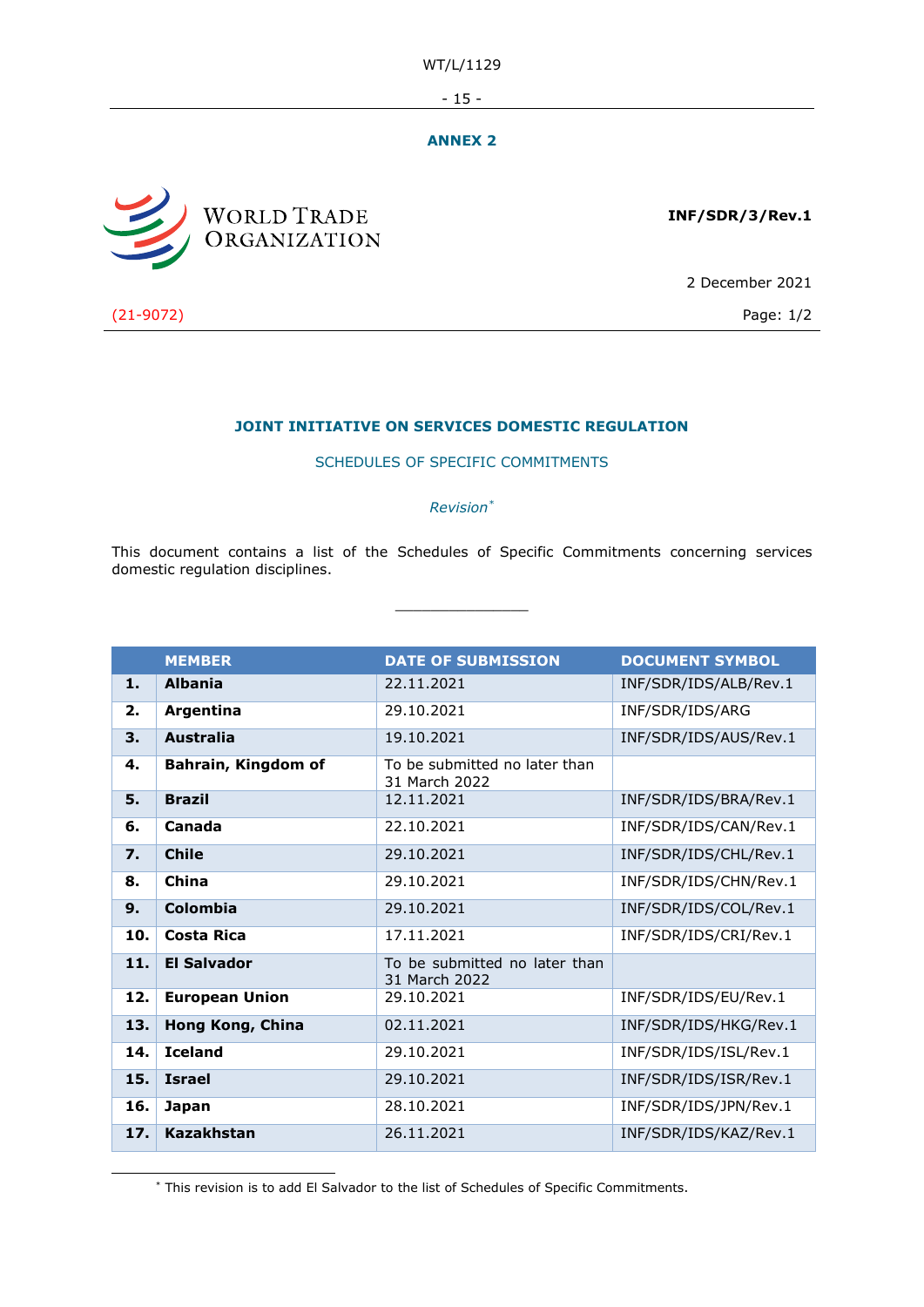## ANNEX 2

WORLD TRADE ORGANIZATION

**INF/SDR/3/Rev.1**

2 December 2021

(21-9072)

Page: 1/2

### JOINT INITIATIVE ON SERVICES DOMESTIC REGULATION

SCHEDULES OF SPECIFIC COMMITMENTS

*Revision**

This document contains a list of the Schedules of Specific Commitments concerning services domestic regulation disciplines.

| | MEMBER | DATE OF SUBMISSION | DOCUMENT SYMBOL |
|---|---|---|---|
| **1.** | **Albania** | 22.11.2021 | INF/SDR/IDS/ALB/Rev.1 |
| **2.** | **Argentina** | 29.10.2021 | INF/SDR/IDS/ARG |
| **3.** | **Australia** | 19.10.2021 | INF/SDR/IDS/AUS/Rev.1 |
| **4.** | **Bahrain, Kingdom of** | To be submitted no later than 31 March 2022 | |
| **5.** | **Brazil** | 12.11.2021 | INF/SDR/IDS/BRA/Rev.1 |
| **6.** | **Canada** | 22.10.2021 | INF/SDR/IDS/CAN/Rev.1 |
| **7.** | **Chile** | 29.10.2021 | INF/SDR/IDS/CHL/Rev.1 |
| **8.** | **China** | 29.10.2021 | INF/SDR/IDS/CHN/Rev.1 |
| **9.** | **Colombia** | 29.10.2021 | INF/SDR/IDS/COL/Rev.1 |
| **10.** | **Costa Rica** | 17.11.2021 | INF/SDR/IDS/CRI/Rev.1 |
| **11.** | **El Salvador** | To be submitted no later than 31 March 2022 | |
| **12.** | **European Union** | 29.10.2021 | INF/SDR/IDS/EU/Rev.1 |
| **13.** | **Hong Kong, China** | 02.11.2021 | INF/SDR/IDS/HKG/Rev.1 |
| **14.** | **Iceland** | 29.10.2021 | INF/SDR/IDS/ISL/Rev.1 |
| **15.** | **Israel** | 29.10.2021 | INF/SDR/IDS/ISR/Rev.1 |
| **16.** | **Japan** | 28.10.2021 | INF/SDR/IDS/JPN/Rev.1 |
| **17.** | **Kazakhstan** | 26.11.2021 | INF/SDR/IDS/KAZ/Rev.1 |

* This revision is to add El Salvador to the list of Schedules of Specific Commitments.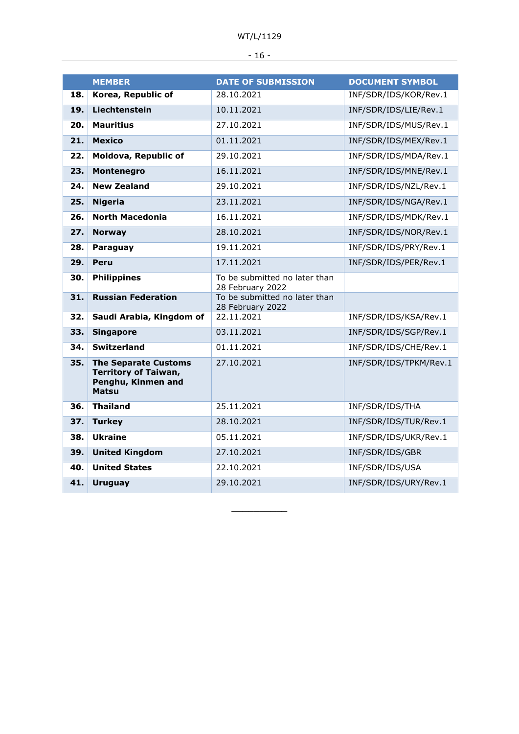| | MEMBER | DATE OF SUBMISSION | DOCUMENT SYMBOL |
|---|---|---|---|
| **18.** | **Korea, Republic of** | 28.10.2021 | INF/SDR/IDS/KOR/Rev.1 |
| **19.** | **Liechtenstein** | 10.11.2021 | INF/SDR/IDS/LIE/Rev.1 |
| **20.** | **Mauritius** | 27.10.2021 | INF/SDR/IDS/MUS/Rev.1 |
| **21.** | **Mexico** | 01.11.2021 | INF/SDR/IDS/MEX/Rev.1 |
| **22.** | **Moldova, Republic of** | 29.10.2021 | INF/SDR/IDS/MDA/Rev.1 |
| **23.** | **Montenegro** | 16.11.2021 | INF/SDR/IDS/MNE/Rev.1 |
| **24.** | **New Zealand** | 29.10.2021 | INF/SDR/IDS/NZL/Rev.1 |
| **25.** | **Nigeria** | 23.11.2021 | INF/SDR/IDS/NGA/Rev.1 |
| **26.** | **North Macedonia** | 16.11.2021 | INF/SDR/IDS/MDK/Rev.1 |
| **27.** | **Norway** | 28.10.2021 | INF/SDR/IDS/NOR/Rev.1 |
| **28.** | **Paraguay** | 19.11.2021 | INF/SDR/IDS/PRY/Rev.1 |
| **29.** | **Peru** | 17.11.2021 | INF/SDR/IDS/PER/Rev.1 |
| **30.** | **Philippines** | To be submitted no later than 28 February 2022 | |
| **31.** | **Russian Federation** | To be submitted no later than 28 February 2022 | |
| **32.** | **Saudi Arabia, Kingdom of** | 22.11.2021 | INF/SDR/IDS/KSA/Rev.1 |
| **33.** | **Singapore** | 03.11.2021 | INF/SDR/IDS/SGP/Rev.1 |
| **34.** | **Switzerland** | 01.11.2021 | INF/SDR/IDS/CHE/Rev.1 |
| **35.** | **The Separate Customs Territory of Taiwan, Penghu, Kinmen and Matsu** | 27.10.2021 | INF/SDR/IDS/TPKM/Rev.1 |
| **36.** | **Thailand** | 25.11.2021 | INF/SDR/IDS/THA |
| **37.** | **Turkey** | 28.10.2021 | INF/SDR/IDS/TUR/Rev.1 |
| **38.** | **Ukraine** | 05.11.2021 | INF/SDR/IDS/UKR/Rev.1 |
| **39.** | **United Kingdom** | 27.10.2021 | INF/SDR/IDS/GBR |
| **40.** | **United States** | 22.10.2021 | INF/SDR/IDS/USA |
| **41.** | **Uruguay** | 29.10.2021 | INF/SDR/IDS/URY/Rev.1 |